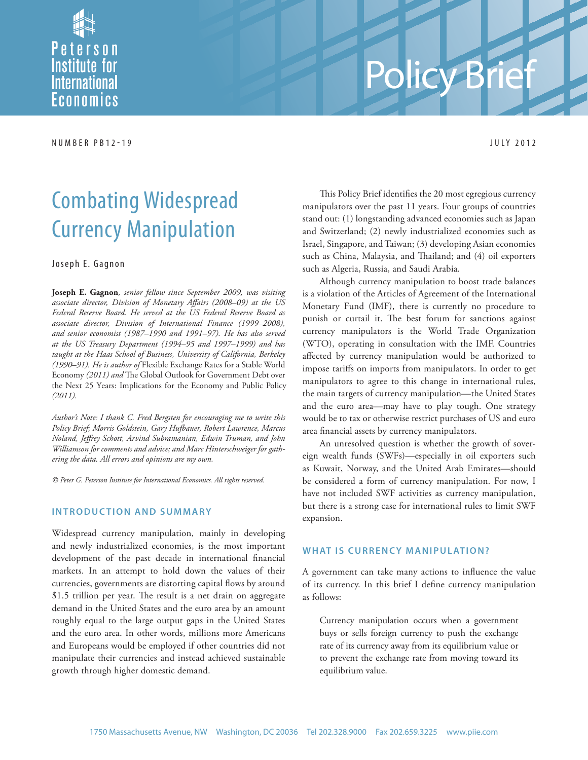Peterson Institute for International Economics

# Policy Brief

NUMBER PB12-19 JULY 2012

# Combating Widespread Currency Manipulation

Joseph E. Gagnon

**Joseph E. Gagnon**, *senior fellow since September 2009, was visiting associate director, Division of Monetary Affairs (2008–09) at the US Federal Reserve Board. He served at the US Federal Reserve Board as associate director, Division of International Finance (1999–2008), and senior economist (1987–1990 and 1991–97). He has also served at the US Treasury Department (1994–95 and 1997–1999) and has taught at the Haas School of Business, University of California, Berkeley (1990–91). He is author of* Flexible Exchange Rates for a Stable World Economy *(2011) and* The Global Outlook for Government Debt over the Next 25 Years: Implications for the Economy and Public Policy *(2011).*

*Author's Note: I thank C. Fred Bergsten for encouraging me to write this Policy Brief; Morris Goldstein, Gary Hufbauer, Robert Lawrence, Marcus Noland, Jeffrey Schott, Arvind Subramanian, Edwin Truman, and John Williamson for comments and advice; and Marc Hinterschweiger for gathering the data. All errors and opinions are my own.*

*© Peter G. Peterson Institute for International Economics. All rights reserved.*

## INTRODUCTION AND SUMMARY

Widespread currency manipulation, mainly in developing and newly industrialized economies, is the most important development of the past decade in international financial markets. In an attempt to hold down the values of their currencies, governments are distorting capital flows by around $1.5 trillion per year. The result is a net drain on aggregate demand in the United States and the euro area by an amount roughly equal to the large output gaps in the United States and the euro area. In other words, millions more Americans and Europeans would be employed if other countries did not manipulate their currencies and instead achieved sustainable growth through higher domestic demand.

This Policy Brief identifies the 20 most egregious currency manipulators over the past 11 years. Four groups of countries stand out: (1) longstanding advanced economies such as Japan and Switzerland; (2) newly industrialized economies such as Israel, Singapore, and Taiwan; (3) developing Asian economies such as China, Malaysia, and Thailand; and (4) oil exporters such as Algeria, Russia, and Saudi Arabia.

Although currency manipulation to boost trade balances is a violation of the Articles of Agreement of the International Monetary Fund (IMF), there is currently no procedure to punish or curtail it. The best forum for sanctions against currency manipulators is the World Trade Organization (WTO), operating in consultation with the IMF. Countries affected by currency manipulation would be authorized to impose tariffs on imports from manipulators. In order to get manipulators to agree to this change in international rules, the main targets of currency manipulation—the United States and the euro area—may have to play tough. One strategy would be to tax or otherwise restrict purchases of US and euro area financial assets by currency manipulators.

An unresolved question is whether the growth of sovereign wealth funds (SWFs)—especially in oil exporters such as Kuwait, Norway, and the United Arab Emirates—should be considered a form of currency manipulation. For now, I have not included SWF activities as currency manipulation, but there is a strong case for international rules to limit SWF expansion.

## WHAT IS CURRENCY MANIPULATION?

A government can take many actions to influence the value of its currency. In this brief I define currency manipulation as follows:

> Currency manipulation occurs when a government buys or sells foreign currency to push the exchange rate of its currency away from its equilibrium value or to prevent the exchange rate from moving toward its equilibrium value.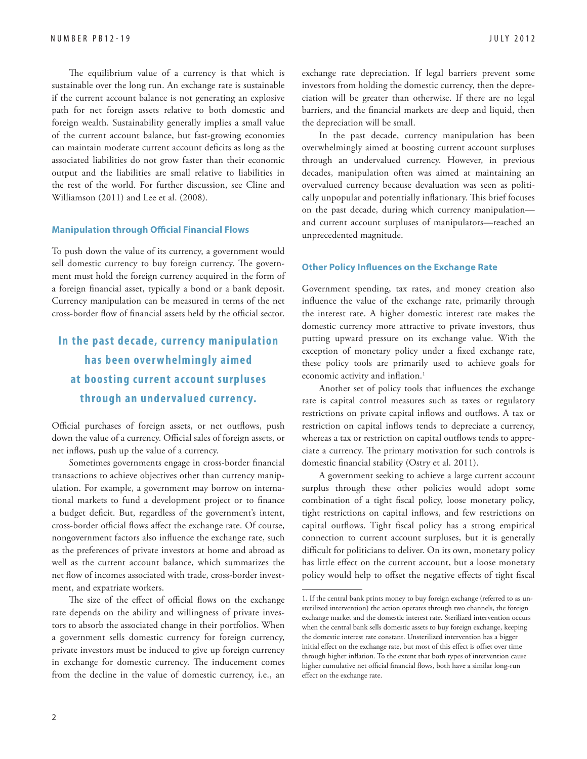The equilibrium value of a currency is that which is sustainable over the long run. An exchange rate is sustainable if the current account balance is not generating an explosive path for net foreign assets relative to both domestic and foreign wealth. Sustainability generally implies a small value of the current account balance, but fast-growing economies can maintain moderate current account deficits as long as the associated liabilities do not grow faster than their economic output and the liabilities are small relative to liabilities in the rest of the world. For further discussion, see Cline and Williamson (2011) and Lee et al. (2008).

### Manipulation through Official Financial Flows

To push down the value of its currency, a government would sell domestic currency to buy foreign currency. The government must hold the foreign currency acquired in the form of a foreign financial asset, typically a bond or a bank deposit. Currency manipulation can be measured in terms of the net cross-border flow of financial assets held by the official sector.

**In the past decade, currency manipulation has been overwhelmingly aimed at boosting current account surpluses through an undervalued currency.**

Official purchases of foreign assets, or net outflows, push down the value of a currency. Official sales of foreign assets, or net inflows, push up the value of a currency.

Sometimes governments engage in cross-border financial transactions to achieve objectives other than currency manipulation. For example, a government may borrow on international markets to fund a development project or to finance a budget deficit. But, regardless of the government's intent, cross-border official flows affect the exchange rate. Of course, nongovernment factors also influence the exchange rate, such as the preferences of private investors at home and abroad as well as the current account balance, which summarizes the net flow of incomes associated with trade, cross-border investment, and expatriate workers.

The size of the effect of official flows on the exchange rate depends on the ability and willingness of private investors to absorb the associated change in their portfolios. When a government sells domestic currency for foreign currency, private investors must be induced to give up foreign currency in exchange for domestic currency. The inducement comes from the decline in the value of domestic currency, i.e., an exchange rate depreciation. If legal barriers prevent some investors from holding the domestic currency, then the depreciation will be greater than otherwise. If there are no legal barriers, and the financial markets are deep and liquid, then the depreciation will be small.

In the past decade, currency manipulation has been overwhelmingly aimed at boosting current account surpluses through an undervalued currency. However, in previous decades, manipulation often was aimed at maintaining an overvalued currency because devaluation was seen as politically unpopular and potentially inflationary. This brief focuses on the past decade, during which currency manipulation—and current account surpluses of manipulators—reached an unprecedented magnitude.

### Other Policy Influences on the Exchange Rate

Government spending, tax rates, and money creation also influence the value of the exchange rate, primarily through the interest rate. A higher domestic interest rate makes the domestic currency more attractive to private investors, thus putting upward pressure on its exchange value. With the exception of monetary policy under a fixed exchange rate, these policy tools are primarily used to achieve goals for economic activity and inflation.[1]

Another set of policy tools that influences the exchange rate is capital control measures such as taxes or regulatory restrictions on private capital inflows and outflows. A tax or restriction on capital inflows tends to depreciate a currency, whereas a tax or restriction on capital outflows tends to appreciate a currency. The primary motivation for such controls is domestic financial stability (Ostry et al. 2011).

A government seeking to achieve a large current account surplus through these other policies would adopt some combination of a tight fiscal policy, loose monetary policy, tight restrictions on capital inflows, and few restrictions on capital outflows. Tight fiscal policy has a strong empirical connection to current account surpluses, but it is generally difficult for politicians to deliver. On its own, monetary policy has little effect on the current account, but a loose monetary policy would help to offset the negative effects of tight fiscal

1. If the central bank prints money to buy foreign exchange (referred to as unsterilized intervention) the action operates through two channels, the foreign exchange market and the domestic interest rate. Sterilized intervention occurs when the central bank sells domestic assets to buy foreign exchange, keeping the domestic interest rate constant. Unsterilized intervention has a bigger initial effect on the exchange rate, but most of this effect is offset over time through higher inflation. To the extent that both types of intervention cause higher cumulative net official financial flows, both have a similar long-run effect on the exchange rate.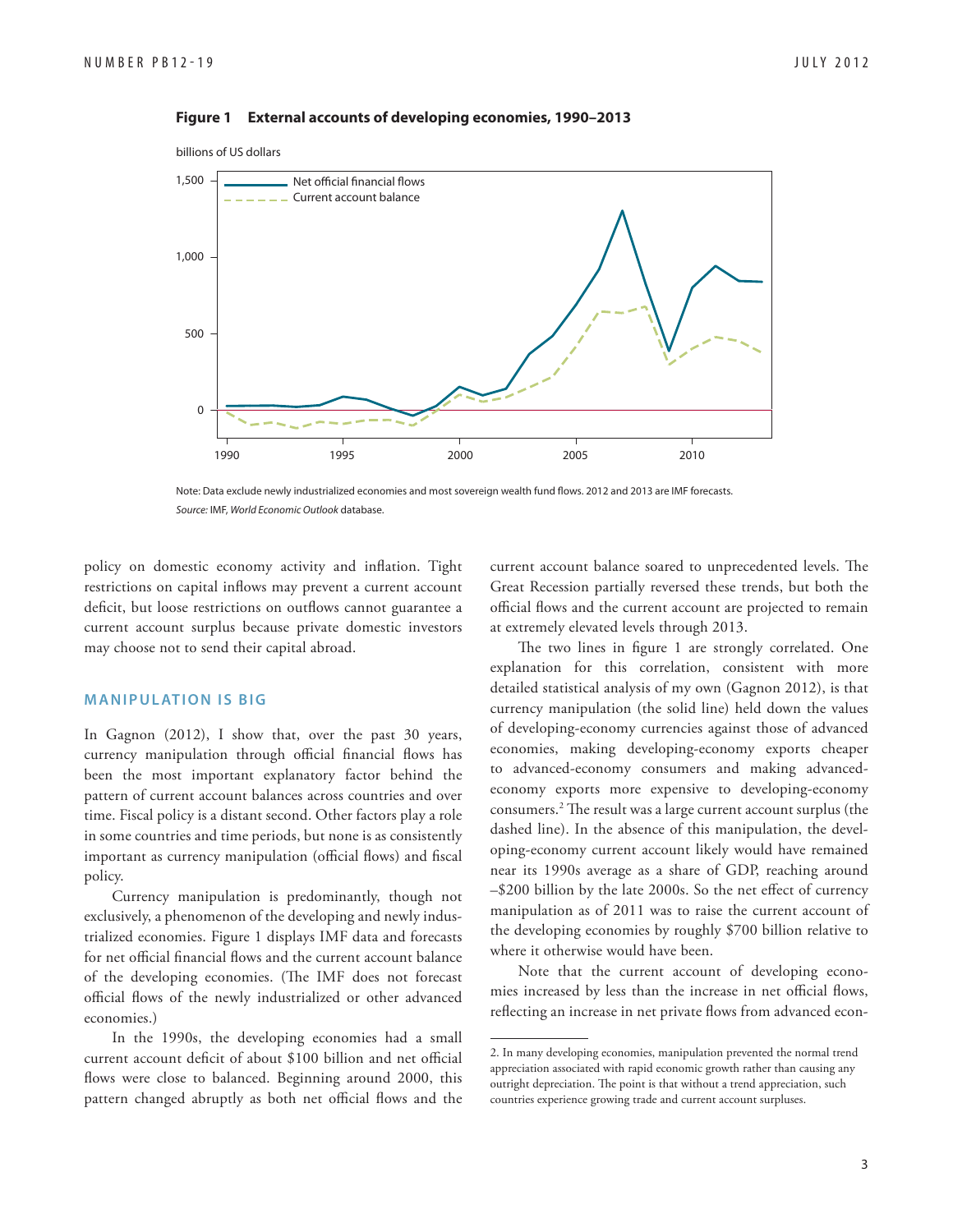**Figure 1 External accounts of developing economies, 1990–2013**

billions of US dollars

1,500
1,000
500
0

1990
1995
2000
2005
2010

Net official financial flows
Current account balance

Note: Data exclude newly industrialized economies and most sovereign wealth fund flows. 2012 and 2013 are IMF forecasts.

*Source:* IMF, *World Economic Outlook* database.

policy on domestic economy activity and inflation. Tight restrictions on capital inflows may prevent a current account deficit, but loose restrictions on outflows cannot guarantee a current account surplus because private domestic investors may choose not to send their capital abroad.

## MANIPULATION IS BIG

In Gagnon (2012), I show that, over the past 30 years, currency manipulation through official financial flows has been the most important explanatory factor behind the pattern of current account balances across countries and over time. Fiscal policy is a distant second. Other factors play a role in some countries and time periods, but none is as consistently important as currency manipulation (official flows) and fiscal policy.

Currency manipulation is predominantly, though not exclusively, a phenomenon of the developing and newly industrialized economies. Figure 1 displays IMF data and forecasts for net official financial flows and the current account balance of the developing economies. (The IMF does not forecast official flows of the newly industrialized or other advanced economies.)

In the 1990s, the developing economies had a small current account deficit of about $100 billion and net official flows were close to balanced. Beginning around 2000, this pattern changed abruptly as both net official flows and the current account balance soared to unprecedented levels. The Great Recession partially reversed these trends, but both the official flows and the current account are projected to remain at extremely elevated levels through 2013.

The two lines in figure 1 are strongly correlated. One explanation for this correlation, consistent with more detailed statistical analysis of my own (Gagnon 2012), is that currency manipulation (the solid line) held down the values of developing-economy currencies against those of advanced economies, making developing-economy exports cheaper to advanced-economy consumers and making advanced-economy exports more expensive to developing-economy consumers.[2] The result was a large current account surplus (the dashed line). In the absence of this manipulation, the developing-economy current account likely would have remained near its 1990s average as a share of GDP, reaching around –$200 billion by the late 2000s. So the net effect of currency manipulation as of 2011 was to raise the current account of the developing economies by roughly $700 billion relative to where it otherwise would have been.

Note that the current account of developing economies increased by less than the increase in net official flows, reflecting an increase in net private flows from advanced econ-

2. In many developing economies, manipulation prevented the normal trend appreciation associated with rapid economic growth rather than causing any outright depreciation. The point is that without a trend appreciation, such countries experience growing trade and current account surpluses.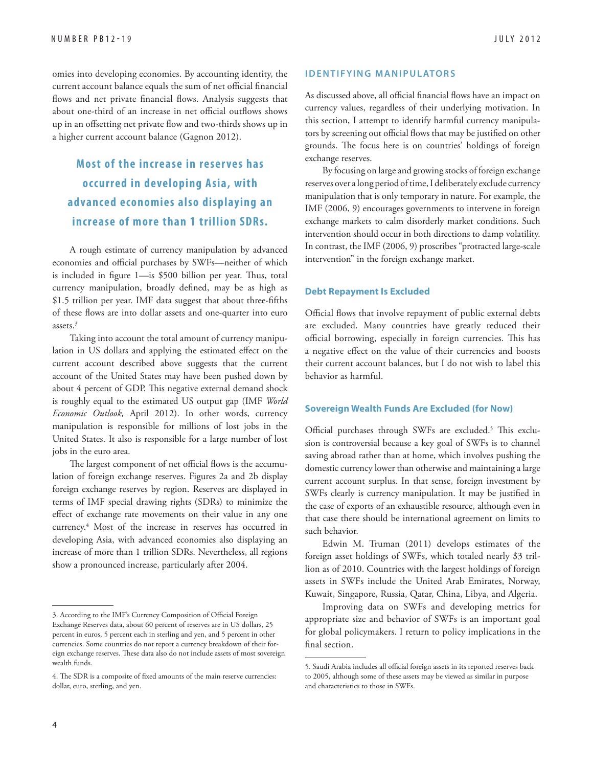omies into developing economies. By accounting identity, the current account balance equals the sum of net official financial flows and net private financial flows. Analysis suggests that about one-third of an increase in net official outflows shows up in an offsetting net private flow and two-thirds shows up in a higher current account balance (Gagnon 2012).

**Most of the increase in reserves has occurred in developing Asia, with advanced economies also displaying an increase of more than 1 trillion SDRs.**

A rough estimate of currency manipulation by advanced economies and official purchases by SWFs—neither of which is included in figure 1—is $500 billion per year. Thus, total currency manipulation, broadly defined, may be as high as $1.5 trillion per year. IMF data suggest that about three-fifths of these flows are into dollar assets and one-quarter into euro assets.[3]

Taking into account the total amount of currency manipulation in US dollars and applying the estimated effect on the current account described above suggests that the current account of the United States may have been pushed down by about 4 percent of GDP. This negative external demand shock is roughly equal to the estimated US output gap (IMF *World Economic Outlook,* April 2012). In other words, currency manipulation is responsible for millions of lost jobs in the United States. It also is responsible for a large number of lost jobs in the euro area.

The largest component of net official flows is the accumulation of foreign exchange reserves. Figures 2a and 2b display foreign exchange reserves by region. Reserves are displayed in terms of IMF special drawing rights (SDRs) to minimize the effect of exchange rate movements on their value in any one currency.[4] Most of the increase in reserves has occurred in developing Asia, with advanced economies also displaying an increase of more than 1 trillion SDRs. Nevertheless, all regions show a pronounced increase, particularly after 2004.

## IDENTIFYING MANIPULATORS

As discussed above, all official financial flows have an impact on currency values, regardless of their underlying motivation. In this section, I attempt to identify harmful currency manipulators by screening out official flows that may be justified on other grounds. The focus here is on countries' holdings of foreign exchange reserves.

By focusing on large and growing stocks of foreign exchange reserves over a long period of time, I deliberately exclude currency manipulation that is only temporary in nature. For example, the IMF (2006, 9) encourages governments to intervene in foreign exchange markets to calm disorderly market conditions. Such intervention should occur in both directions to damp volatility. In contrast, the IMF (2006, 9) proscribes "protracted large-scale intervention" in the foreign exchange market.

### Debt Repayment Is Excluded

Official flows that involve repayment of public external debts are excluded. Many countries have greatly reduced their official borrowing, especially in foreign currencies. This has a negative effect on the value of their currencies and boosts their current account balances, but I do not wish to label this behavior as harmful.

### Sovereign Wealth Funds Are Excluded (for Now)

Official purchases through SWFs are excluded.[5] This exclusion is controversial because a key goal of SWFs is to channel saving abroad rather than at home, which involves pushing the domestic currency lower than otherwise and maintaining a large current account surplus. In that sense, foreign investment by SWFs clearly is currency manipulation. It may be justified in the case of exports of an exhaustible resource, although even in that case there should be international agreement on limits to such behavior.

Edwin M. Truman (2011) develops estimates of the foreign asset holdings of SWFs, which totaled nearly $3 trillion as of 2010. Countries with the largest holdings of foreign assets in SWFs include the United Arab Emirates, Norway, Kuwait, Singapore, Russia, Qatar, China, Libya, and Algeria.

Improving data on SWFs and developing metrics for appropriate size and behavior of SWFs is an important goal for global policymakers. I return to policy implications in the final section.

---

3. According to the IMF's Currency Composition of Official Foreign Exchange Reserves data, about 60 percent of reserves are in US dollars, 25 percent in euros, 5 percent each in sterling and yen, and 5 percent in other currencies. Some countries do not report a currency breakdown of their foreign exchange reserves. These data also do not include assets of most sovereign wealth funds.

4. The SDR is a composite of fixed amounts of the main reserve currencies: dollar, euro, sterling, and yen.

5. Saudi Arabia includes all official foreign assets in its reported reserves back to 2005, although some of these assets may be viewed as similar in purpose and characteristics to those in SWFs.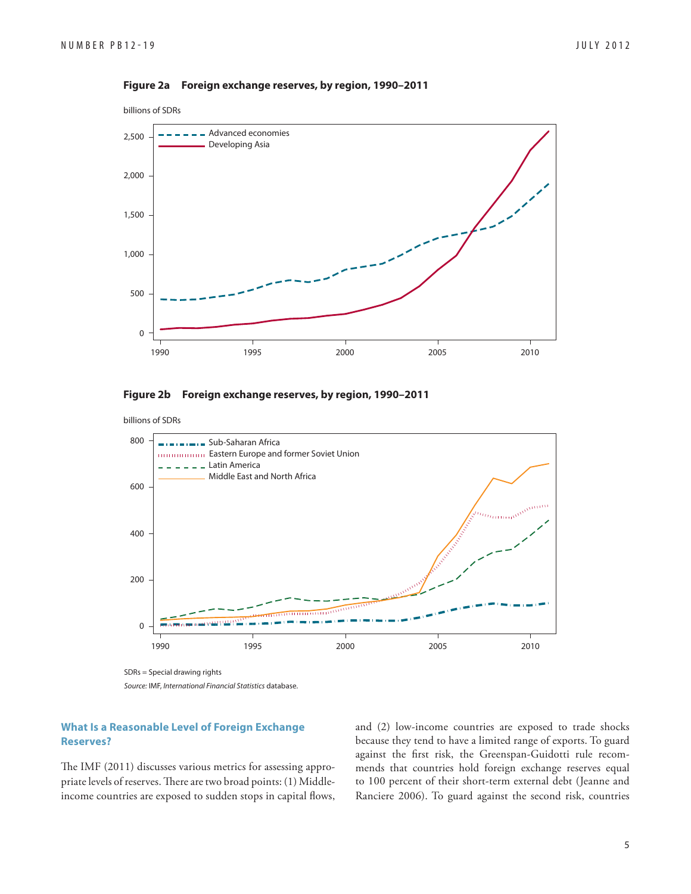**Figure 2a Foreign exchange reserves, by region, 1990–2011**

billions of SDRs

2,500
2,000
1,500
1,000
500
0

1990 1995 2000 2005 2010

Advanced economies
Developing Asia

**Figure 2b Foreign exchange reserves, by region, 1990–2011**

billions of SDRs

800
600
400
200
0

1990 1995 2000 2005 2010

Sub-Saharan Africa
Eastern Europe and former Soviet Union
Latin America
Middle East and North Africa

SDRs = Special drawing rights

*Source:* IMF, *International Financial Statistics* database.

## What Is a Reasonable Level of Foreign Exchange Reserves?

The IMF (2011) discusses various metrics for assessing appropriate levels of reserves. There are two broad points: (1) Middle-income countries are exposed to sudden stops in capital flows, and (2) low-income countries are exposed to trade shocks because they tend to have a limited range of exports. To guard against the first risk, the Greenspan-Guidotti rule recommends that countries hold foreign exchange reserves equal to 100 percent of their short-term external debt (Jeanne and Ranciere 2006). To guard against the second risk, countries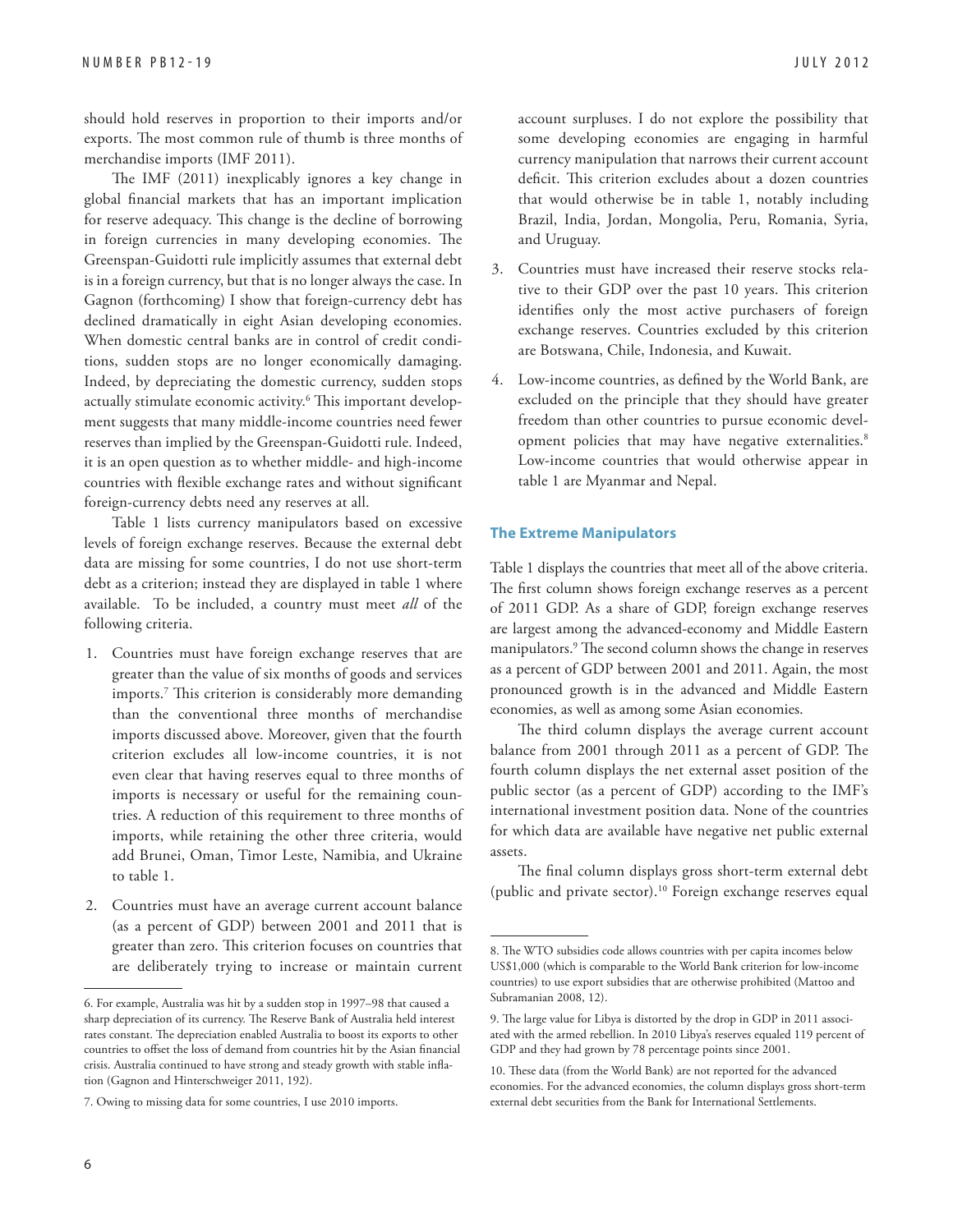should hold reserves in proportion to their imports and/or exports. The most common rule of thumb is three months of merchandise imports (IMF 2011).

The IMF (2011) inexplicably ignores a key change in global financial markets that has an important implication for reserve adequacy. This change is the decline of borrowing in foreign currencies in many developing economies. The Greenspan-Guidotti rule implicitly assumes that external debt is in a foreign currency, but that is no longer always the case. In Gagnon (forthcoming) I show that foreign-currency debt has declined dramatically in eight Asian developing economies. When domestic central banks are in control of credit conditions, sudden stops are no longer economically damaging. Indeed, by depreciating the domestic currency, sudden stops actually stimulate economic activity.[6] This important development suggests that many middle-income countries need fewer reserves than implied by the Greenspan-Guidotti rule. Indeed, it is an open question as to whether middle- and high-income countries with flexible exchange rates and without significant foreign-currency debts need any reserves at all.

Table 1 lists currency manipulators based on excessive levels of foreign exchange reserves. Because the external debt data are missing for some countries, I do not use short-term debt as a criterion; instead they are displayed in table 1 where available. To be included, a country must meet *all* of the following criteria.

1. Countries must have foreign exchange reserves that are greater than the value of six months of goods and services imports.[7] This criterion is considerably more demanding than the conventional three months of merchandise imports discussed above. Moreover, given that the fourth criterion excludes all low-income countries, it is not even clear that having reserves equal to three months of imports is necessary or useful for the remaining countries. A reduction of this requirement to three months of imports, while retaining the other three criteria, would add Brunei, Oman, Timor Leste, Namibia, and Ukraine to table 1.

2. Countries must have an average current account balance (as a percent of GDP) between 2001 and 2011 that is greater than zero. This criterion focuses on countries that are deliberately trying to increase or maintain current account surpluses. I do not explore the possibility that some developing economies are engaging in harmful currency manipulation that narrows their current account deficit. This criterion excludes about a dozen countries that would otherwise be in table 1, notably including Brazil, India, Jordan, Mongolia, Peru, Romania, Syria, and Uruguay.

3. Countries must have increased their reserve stocks relative to their GDP over the past 10 years. This criterion identifies only the most active purchasers of foreign exchange reserves. Countries excluded by this criterion are Botswana, Chile, Indonesia, and Kuwait.

4. Low-income countries, as defined by the World Bank, are excluded on the principle that they should have greater freedom than other countries to pursue economic development policies that may have negative externalities.[8] Low-income countries that would otherwise appear in table 1 are Myanmar and Nepal.

### The Extreme Manipulators

Table 1 displays the countries that meet all of the above criteria. The first column shows foreign exchange reserves as a percent of 2011 GDP. As a share of GDP, foreign exchange reserves are largest among the advanced-economy and Middle Eastern manipulators.[9] The second column shows the change in reserves as a percent of GDP between 2001 and 2011. Again, the most pronounced growth is in the advanced and Middle Eastern economies, as well as among some Asian economies.

The third column displays the average current account balance from 2001 through 2011 as a percent of GDP. The fourth column displays the net external asset position of the public sector (as a percent of GDP) according to the IMF's international investment position data. None of the countries for which data are available have negative net public external assets.

The final column displays gross short-term external debt (public and private sector).[10] Foreign exchange reserves equal

6. For example, Australia was hit by a sudden stop in 1997–98 that caused a sharp depreciation of its currency. The Reserve Bank of Australia held interest rates constant. The depreciation enabled Australia to boost its exports to other countries to offset the loss of demand from countries hit by the Asian financial crisis. Australia continued to have strong and steady growth with stable inflation (Gagnon and Hinterschweiger 2011, 192).

7. Owing to missing data for some countries, I use 2010 imports.

8. The WTO subsidies code allows countries with per capita incomes below US$1,000 (which is comparable to the World Bank criterion for low-income countries) to use export subsidies that are otherwise prohibited (Mattoo and Subramanian 2008, 12).

9. The large value for Libya is distorted by the drop in GDP in 2011 associated with the armed rebellion. In 2010 Libya's reserves equaled 119 percent of GDP and they had grown by 78 percentage points since 2001.

10. These data (from the World Bank) are not reported for the advanced economies. For the advanced economies, the column displays gross short-term external debt securities from the Bank for International Settlements.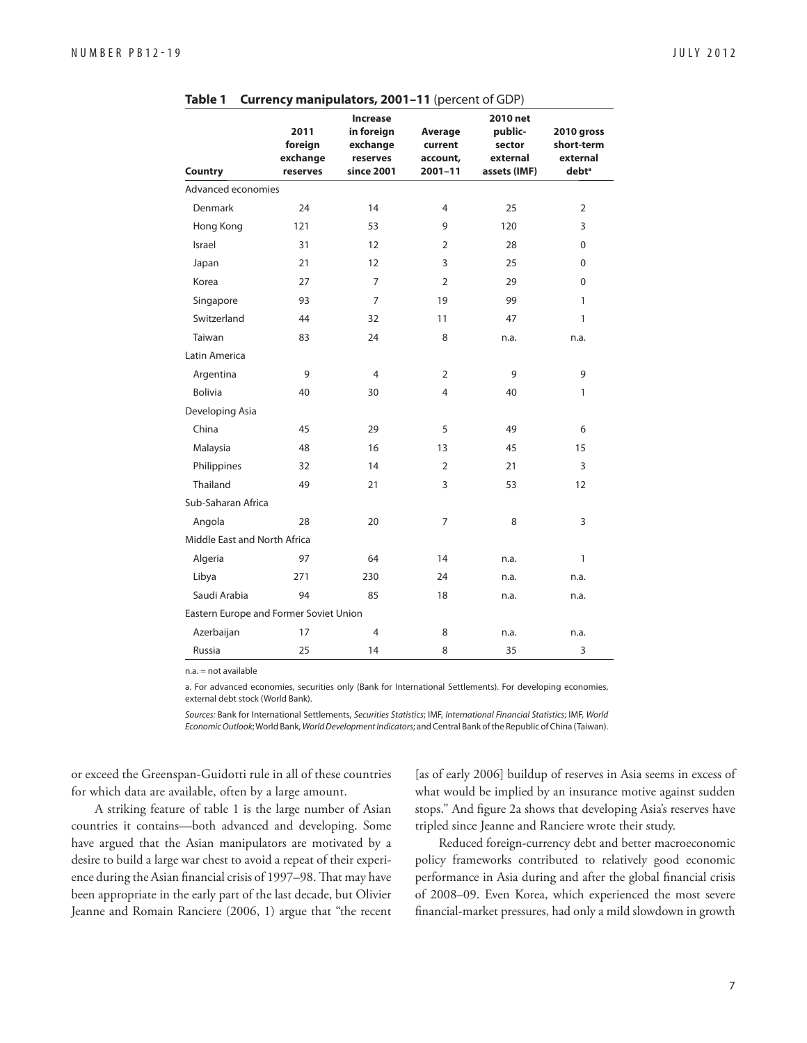**Table 1 Currency manipulators, 2001–11** (percent of GDP)

| Country | 2011 foreign exchange reserves | Increase in foreign exchange reserves since 2001 | Average current account, 2001–11 | 2010 net public-sector external assets (IMF) | 2010 gross short-term external debt[a] |
|---|---|---|---|---|---|
| Advanced economies | | | | | |
| Denmark | 24 | 14 | 4 | 25 | 2 |
| Hong Kong | 121 | 53 | 9 | 120 | 3 |
| Israel | 31 | 12 | 2 | 28 | 0 |
| Japan | 21 | 12 | 3 | 25 | 0 |
| Korea | 27 | 7 | 2 | 29 | 0 |
| Singapore | 93 | 7 | 19 | 99 | 1 |
| Switzerland | 44 | 32 | 11 | 47 | 1 |
| Taiwan | 83 | 24 | 8 | n.a. | n.a. |
| Latin America | | | | | |
| Argentina | 9 | 4 | 2 | 9 | 9 |
| Bolivia | 40 | 30 | 4 | 40 | 1 |
| Developing Asia | | | | | |
| China | 45 | 29 | 5 | 49 | 6 |
| Malaysia | 48 | 16 | 13 | 45 | 15 |
| Philippines | 32 | 14 | 2 | 21 | 3 |
| Thailand | 49 | 21 | 3 | 53 | 12 |
| Sub-Saharan Africa | | | | | |
| Angola | 28 | 20 | 7 | 8 | 3 |
| Middle East and North Africa | | | | | |
| Algeria | 97 | 64 | 14 | n.a. | 1 |
| Libya | 271 | 230 | 24 | n.a. | n.a. |
| Saudi Arabia | 94 | 85 | 18 | n.a. | n.a. |
| Eastern Europe and Former Soviet Union | | | | | |
| Azerbaijan | 17 | 4 | 8 | n.a. | n.a. |
| Russia | 25 | 14 | 8 | 35 | 3 |

n.a. = not available

a. For advanced economies, securities only (Bank for International Settlements). For developing economies, external debt stock (World Bank).

*Sources:* Bank for International Settlements, *Securities Statistics*; IMF, *International Financial Statistics*; IMF, *World Economic Outlook*; World Bank, *World Development Indicators*; and Central Bank of the Republic of China (Taiwan).

or exceed the Greenspan-Guidotti rule in all of these countries for which data are available, often by a large amount.

A striking feature of table 1 is the large number of Asian countries it contains—both advanced and developing. Some have argued that the Asian manipulators are motivated by a desire to build a large war chest to avoid a repeat of their experience during the Asian financial crisis of 1997–98. That may have been appropriate in the early part of the last decade, but Olivier Jeanne and Romain Ranciere (2006, 1) argue that "the recent [as of early 2006] buildup of reserves in Asia seems in excess of what would be implied by an insurance motive against sudden stops." And figure 2a shows that developing Asia's reserves have tripled since Jeanne and Ranciere wrote their study.

Reduced foreign-currency debt and better macroeconomic policy frameworks contributed to relatively good economic performance in Asia during and after the global financial crisis of 2008–09. Even Korea, which experienced the most severe financial-market pressures, had only a mild slowdown in growth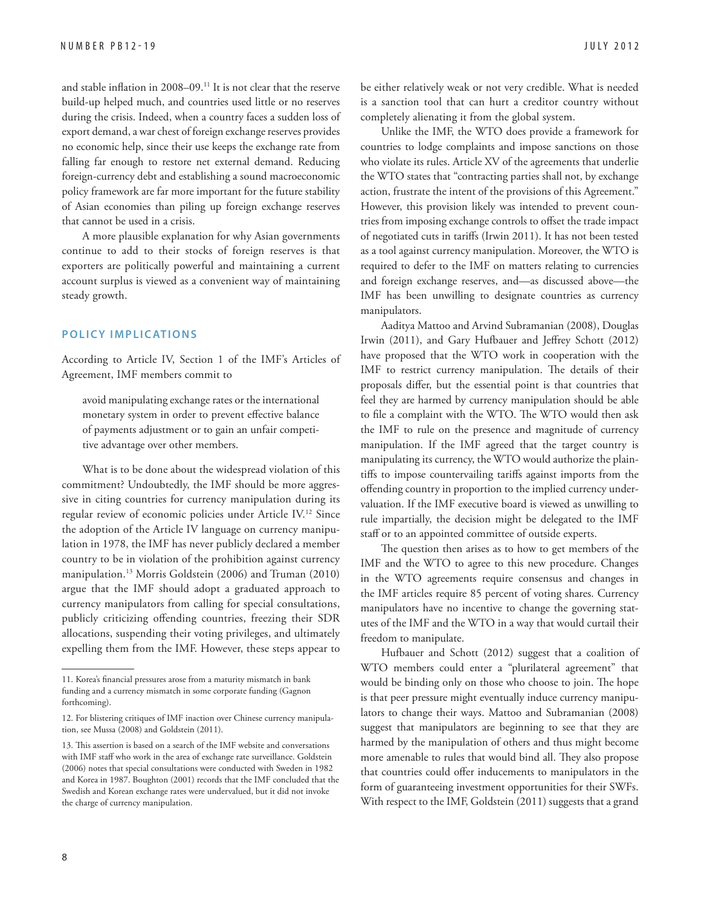and stable inflation in 2008–09.[11] It is not clear that the reserve build-up helped much, and countries used little or no reserves during the crisis. Indeed, when a country faces a sudden loss of export demand, a war chest of foreign exchange reserves provides no economic help, since their use keeps the exchange rate from falling far enough to restore net external demand. Reducing foreign-currency debt and establishing a sound macroeconomic policy framework are far more important for the future stability of Asian economies than piling up foreign exchange reserves that cannot be used in a crisis.

A more plausible explanation for why Asian governments continue to add to their stocks of foreign reserves is that exporters are politically powerful and maintaining a current account surplus is viewed as a convenient way of maintaining steady growth.

## POLICY IMPLICATIONS

According to Article IV, Section 1 of the IMF's Articles of Agreement, IMF members commit to

> avoid manipulating exchange rates or the international monetary system in order to prevent effective balance of payments adjustment or to gain an unfair competitive advantage over other members.

What is to be done about the widespread violation of this commitment? Undoubtedly, the IMF should be more aggressive in citing countries for currency manipulation during its regular review of economic policies under Article IV.[12] Since the adoption of the Article IV language on currency manipulation in 1978, the IMF has never publicly declared a member country to be in violation of the prohibition against currency manipulation.[13] Morris Goldstein (2006) and Truman (2010) argue that the IMF should adopt a graduated approach to currency manipulators from calling for special consultations, publicly criticizing offending countries, freezing their SDR allocations, suspending their voting privileges, and ultimately expelling them from the IMF. However, these steps appear to be either relatively weak or not very credible. What is needed is a sanction tool that can hurt a creditor country without completely alienating it from the global system.

Unlike the IMF, the WTO does provide a framework for countries to lodge complaints and impose sanctions on those who violate its rules. Article XV of the agreements that underlie the WTO states that "contracting parties shall not, by exchange action, frustrate the intent of the provisions of this Agreement." However, this provision likely was intended to prevent countries from imposing exchange controls to offset the trade impact of negotiated cuts in tariffs (Irwin 2011). It has not been tested as a tool against currency manipulation. Moreover, the WTO is required to defer to the IMF on matters relating to currencies and foreign exchange reserves, and—as discussed above—the IMF has been unwilling to designate countries as currency manipulators.

Aaditya Mattoo and Arvind Subramanian (2008), Douglas Irwin (2011), and Gary Hufbauer and Jeffrey Schott (2012) have proposed that the WTO work in cooperation with the IMF to restrict currency manipulation. The details of their proposals differ, but the essential point is that countries that feel they are harmed by currency manipulation should be able to file a complaint with the WTO. The WTO would then ask the IMF to rule on the presence and magnitude of currency manipulation. If the IMF agreed that the target country is manipulating its currency, the WTO would authorize the plaintiffs to impose countervailing tariffs against imports from the offending country in proportion to the implied currency undervaluation. If the IMF executive board is viewed as unwilling to rule impartially, the decision might be delegated to the IMF staff or to an appointed committee of outside experts.

The question then arises as to how to get members of the IMF and the WTO to agree to this new procedure. Changes in the WTO agreements require consensus and changes in the IMF articles require 85 percent of voting shares. Currency manipulators have no incentive to change the governing statutes of the IMF and the WTO in a way that would curtail their freedom to manipulate.

Hufbauer and Schott (2012) suggest that a coalition of WTO members could enter a "plurilateral agreement" that would be binding only on those who choose to join. The hope is that peer pressure might eventually induce currency manipulators to change their ways. Mattoo and Subramanian (2008) suggest that manipulators are beginning to see that they are harmed by the manipulation of others and thus might become more amenable to rules that would bind all. They also propose that countries could offer inducements to manipulators in the form of guaranteeing investment opportunities for their SWFs. With respect to the IMF, Goldstein (2011) suggests that a grand

11. Korea's financial pressures arose from a maturity mismatch in bank funding and a currency mismatch in some corporate funding (Gagnon forthcoming).

12. For blistering critiques of IMF inaction over Chinese currency manipulation, see Mussa (2008) and Goldstein (2011).

13. This assertion is based on a search of the IMF website and conversations with IMF staff who work in the area of exchange rate surveillance. Goldstein (2006) notes that special consultations were conducted with Sweden in 1982 and Korea in 1987. Boughton (2001) records that the IMF concluded that the Swedish and Korean exchange rates were undervalued, but it did not invoke the charge of currency manipulation.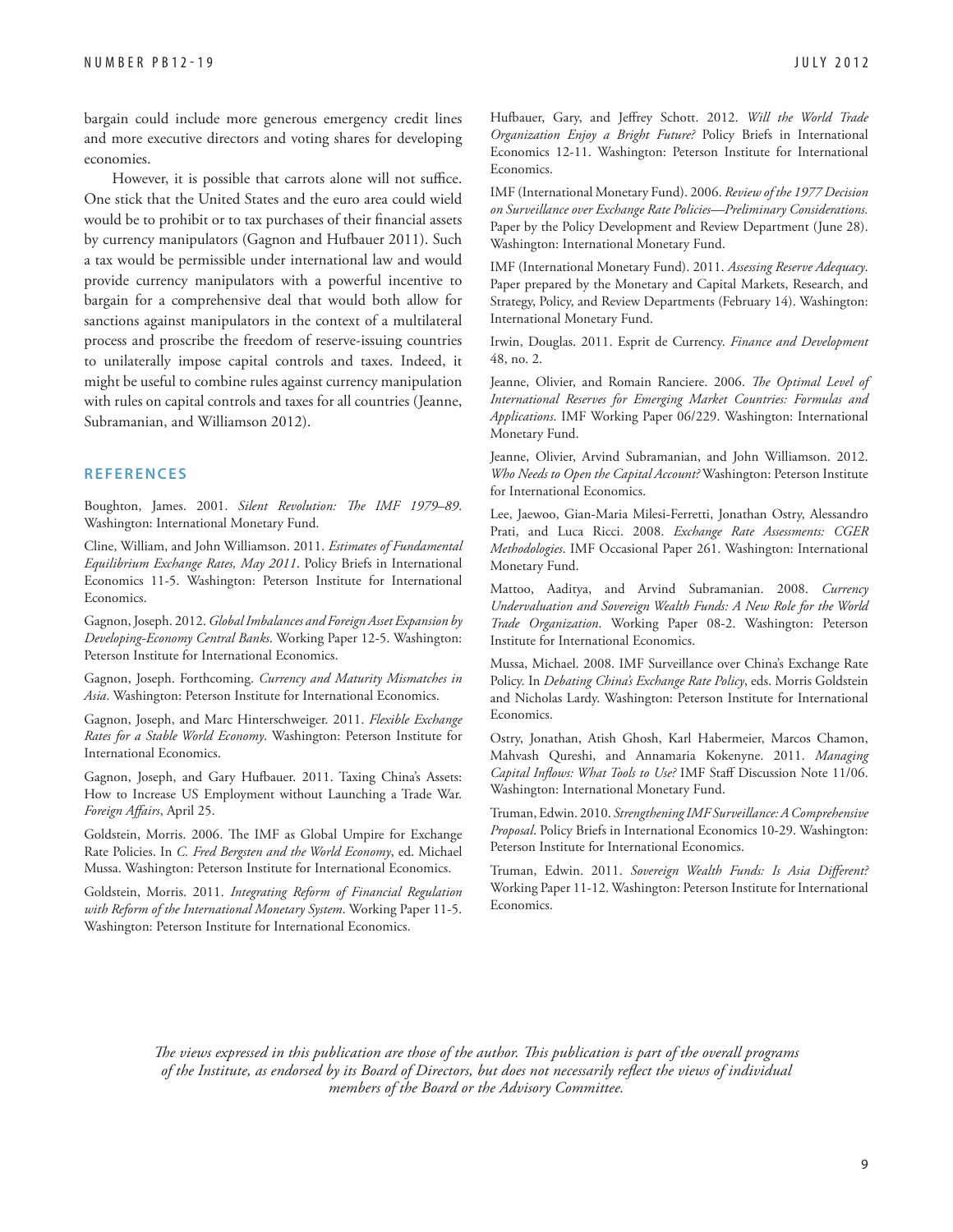bargain could include more generous emergency credit lines and more executive directors and voting shares for developing economies.

However, it is possible that carrots alone will not suffice. One stick that the United States and the euro area could wield would be to prohibit or to tax purchases of their financial assets by currency manipulators (Gagnon and Hufbauer 2011). Such a tax would be permissible under international law and would provide currency manipulators with a powerful incentive to bargain for a comprehensive deal that would both allow for sanctions against manipulators in the context of a multilateral process and proscribe the freedom of reserve-issuing countries to unilaterally impose capital controls and taxes. Indeed, it might be useful to combine rules against currency manipulation with rules on capital controls and taxes for all countries (Jeanne, Subramanian, and Williamson 2012).

## REFERENCES

Boughton, James. 2001. *Silent Revolution: The IMF 1979–89*. Washington: International Monetary Fund.

Cline, William, and John Williamson. 2011. *Estimates of Fundamental Equilibrium Exchange Rates, May 2011*. Policy Briefs in International Economics 11-5. Washington: Peterson Institute for International Economics.

Gagnon, Joseph. 2012. *Global Imbalances and Foreign Asset Expansion by Developing-Economy Central Banks*. Working Paper 12-5. Washington: Peterson Institute for International Economics.

Gagnon, Joseph. Forthcoming. *Currency and Maturity Mismatches in Asia*. Washington: Peterson Institute for International Economics.

Gagnon, Joseph, and Marc Hinterschweiger. 2011. *Flexible Exchange Rates for a Stable World Economy*. Washington: Peterson Institute for International Economics.

Gagnon, Joseph, and Gary Hufbauer. 2011. Taxing China's Assets: How to Increase US Employment without Launching a Trade War. *Foreign Affairs*, April 25.

Goldstein, Morris. 2006. The IMF as Global Umpire for Exchange Rate Policies. In *C. Fred Bergsten and the World Economy*, ed. Michael Mussa. Washington: Peterson Institute for International Economics.

Goldstein, Morris. 2011. *Integrating Reform of Financial Regulation with Reform of the International Monetary System*. Working Paper 11-5. Washington: Peterson Institute for International Economics.

Hufbauer, Gary, and Jeffrey Schott. 2012. *Will the World Trade Organization Enjoy a Bright Future?* Policy Briefs in International Economics 12-11. Washington: Peterson Institute for International Economics.

IMF (International Monetary Fund). 2006. *Review of the 1977 Decision on Surveillance over Exchange Rate Policies—Preliminary Considerations.* Paper by the Policy Development and Review Department (June 28). Washington: International Monetary Fund.

IMF (International Monetary Fund). 2011. *Assessing Reserve Adequacy*. Paper prepared by the Monetary and Capital Markets, Research, and Strategy, Policy, and Review Departments (February 14). Washington: International Monetary Fund.

Irwin, Douglas. 2011. Esprit de Currency. *Finance and Development* 48, no. 2.

Jeanne, Olivier, and Romain Ranciere. 2006. *The Optimal Level of International Reserves for Emerging Market Countries: Formulas and Applications*. IMF Working Paper 06/229. Washington: International Monetary Fund.

Jeanne, Olivier, Arvind Subramanian, and John Williamson. 2012. *Who Needs to Open the Capital Account?* Washington: Peterson Institute for International Economics.

Lee, Jaewoo, Gian-Maria Milesi-Ferretti, Jonathan Ostry, Alessandro Prati, and Luca Ricci. 2008. *Exchange Rate Assessments: CGER Methodologies*. IMF Occasional Paper 261. Washington: International Monetary Fund.

Mattoo, Aaditya, and Arvind Subramanian. 2008. *Currency Undervaluation and Sovereign Wealth Funds: A New Role for the World Trade Organization*. Working Paper 08-2. Washington: Peterson Institute for International Economics.

Mussa, Michael. 2008. IMF Surveillance over China's Exchange Rate Policy. In *Debating China's Exchange Rate Policy*, eds. Morris Goldstein and Nicholas Lardy. Washington: Peterson Institute for International Economics.

Ostry, Jonathan, Atish Ghosh, Karl Habermeier, Marcos Chamon, Mahvash Qureshi, and Annamaria Kokenyne. 2011. *Managing Capital Inflows: What Tools to Use?* IMF Staff Discussion Note 11/06. Washington: International Monetary Fund.

Truman, Edwin. 2010. *Strengthening IMF Surveillance: A Comprehensive Proposal*. Policy Briefs in International Economics 10-29. Washington: Peterson Institute for International Economics.

Truman, Edwin. 2011. *Sovereign Wealth Funds: Is Asia Different?* Working Paper 11-12. Washington: Peterson Institute for International Economics.

*The views expressed in this publication are those of the author. This publication is part of the overall programs of the Institute, as endorsed by its Board of Directors, but does not necessarily reflect the views of individual members of the Board or the Advisory Committee.*